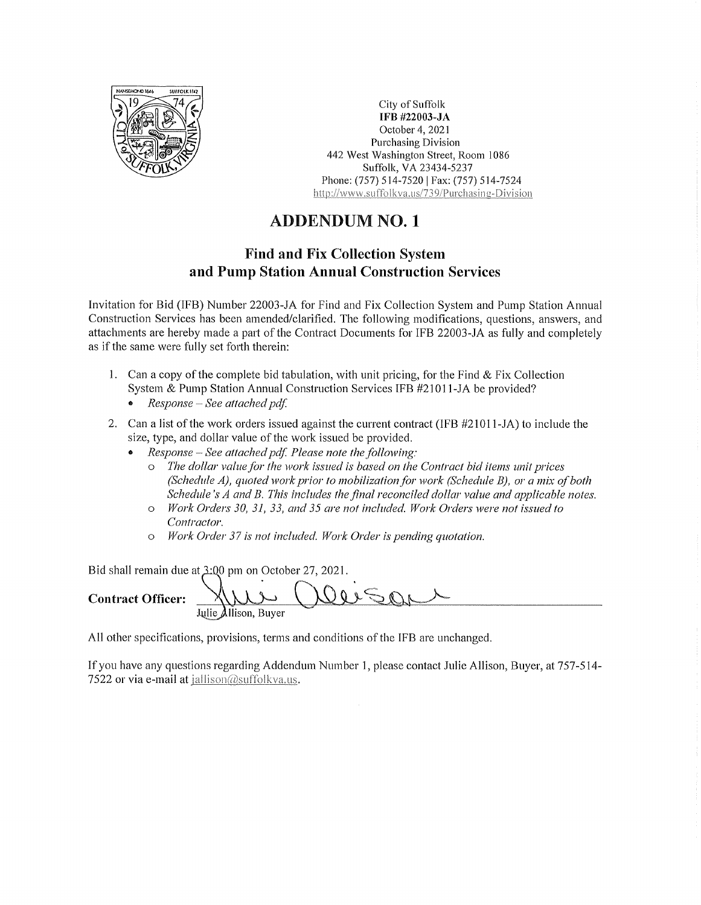City of Suffolk
**IFB #22003-JA**
October 4, 2021
Purchasing Division
442 West Washington Street, Room 1086
Suffolk, VA 23434-5237
Phone: (757) 514-7520 | Fax: (757) 514-7524
http://www.suffolkva.us/739/Purchasing-Division

# ADDENDUM NO. 1

## Find and Fix Collection System and Pump Station Annual Construction Services

Invitation for Bid (IFB) Number 22003-JA for Find and Fix Collection System and Pump Station Annual Construction Services has been amended/clarified. The following modifications, questions, answers, and attachments are hereby made a part of the Contract Documents for IFB 22003-JA as fully and completely as if the same were fully set forth therein:

1. Can a copy of the complete bid tabulation, with unit pricing, for the Find & Fix Collection System & Pump Station Annual Construction Services IFB #21011-JA be provided?
   - *Response – See attached pdf.*
2. Can a list of the work orders issued against the current contract (IFB #21011-JA) to include the size, type, and dollar value of the work issued be provided.
   - *Response – See attached pdf. Please note the following:*
     - *The dollar value for the work issued is based on the Contract bid items unit prices (Schedule A), quoted work prior to mobilization for work (Schedule B), or a mix of both Schedule's A and B. This includes the final reconciled dollar value and applicable notes.*
     - *Work Orders 30, 31, 33, and 35 are not included. Work Orders were not issued to Contractor.*
     - *Work Order 37 is not included. Work Order is pending quotation.*

Bid shall remain due at 3:00 pm on October 27, 2021.

**Contract Officer:** Julie Allison, Buyer

All other specifications, provisions, terms and conditions of the IFB are unchanged.

If you have any questions regarding Addendum Number 1, please contact Julie Allison, Buyer, at 757-514-7522 or via e-mail at jallison@suffolkva.us.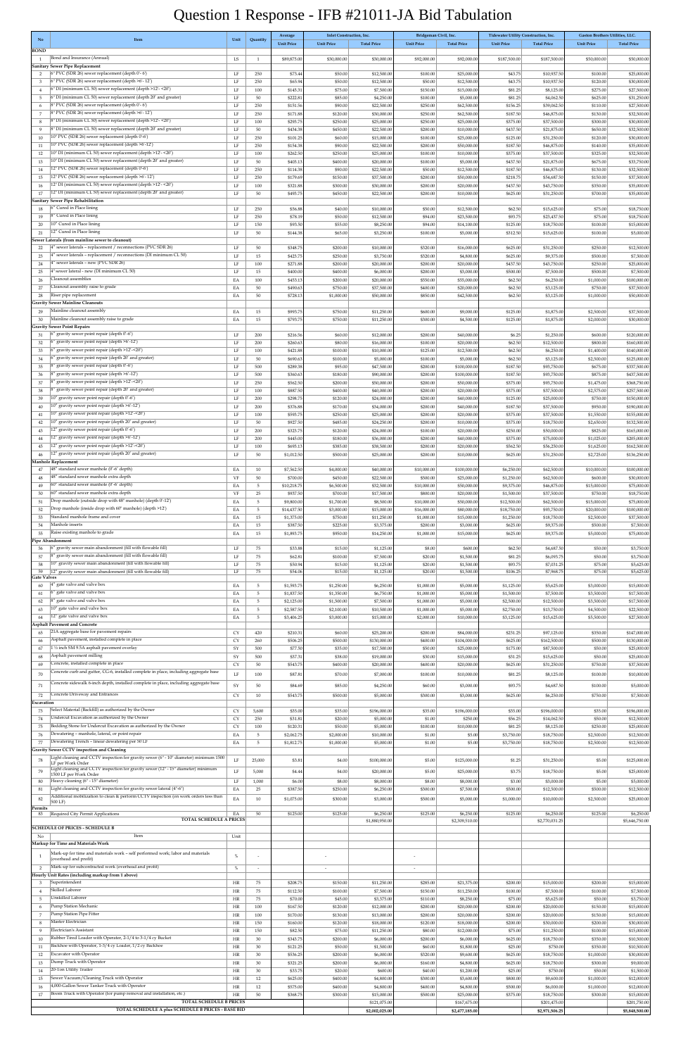# Question 1 Response - IFB #21011-JA Bid Tabulation

| No | Item | Unit | Quantity | Average | Inlet Construction, Inc. | | Bridgeman Civil, Inc. | | Tidewater Utility Construction, Inc. | | Gaston Brothers Utilities, LLC. | |
|---|---|---|---|---|---|---|---|---|---|---|---|---|
| | | | | Unit Price | Unit Price | Total Price | Unit Price | Total Price | Unit Price | Total Price | Unit Price | Total Price |
| **BOND** | | | | | | | | | | | | |
| 1 | Bond and Insurance (Annual) | LS | 1 | $89,875.00 | $30,000.00 | $30,000.00 | $92,000.00 | $92,000.00 | $187,500.00 | $187,500.00 | $50,000.00 | $50,000.00 |
| **Sanitary Sewer Pipe Replacement** | | | | | | | | | | | | |
| 2 | 6" PVC (SDR 26) sewer replacement (depth 0'- 6') | LF | 250 | $73.44 | $50.00 | $12,500.00 | $100.00 | $25,000.00 | $43.75 | $10,937.50 | $100.00 | $25,000.00 |
| 3 | 6" PVC (SDR 26) sewer replacement (depth >6'-12') | LF | 250 | $65.94 | $50.00 | $12,500.00 | $50.00 | $12,500.00 | $43.75 | $10,937.50 | $120.00 | $30,000.00 |
| 4 | 6" DI (minimum CL 50) sewer replacement (depth >12'- <20') | LF | 100 | $145.31 | $75.00 | $7,500.00 | $150.00 | $15,000.00 | $81.25 | $8,125.00 | $275.00 | $27,500.00 |
| 5 | 6" DI (minimum CL 50) sewer replacement (depth 20' and greater) | LF | 50 | $222.81 | $85.00 | $4,250.00 | $100.00 | $5,000.00 | $81.25 | $4,062.50 | $625.00 | $31,250.00 |
| 6 | 8" PVC (SDR 26) sewer replacement (depth 0'- 6') | LF | 250 | $151.56 | $90.00 | $22,500.00 | $250.00 | $62,500.00 | $156.25 | $39,062.50 | $110.00 | $27,500.00 |
| 7 | 8" PVC (SDR 26) sewer replacement (depth >6'-12') | LF | 250 | $171.88 | $120.00 | $30,000.00 | $250.00 | $62,500.00 | $187.50 | $46,875.00 | $130.00 | $32,500.00 |
| 8 | 8" DI (minimum CL 50) sewer replacement (depth >12'- <20') | LF | 100 | $293.75 | $250.00 | $25,000.00 | $250.00 | $25,000.00 | $375.00 | $37,500.00 | $300.00 | $30,000.00 |
| 9 | 8" DI (minimum CL 50) sewer replacement (depth 20' and greater) | LF | 50 | $434.38 | $450.00 | $22,500.00 | $200.00 | $10,000.00 | $437.50 | $21,875.00 | $650.00 | $32,500.00 |
| 10 | 10" PVC (SDR 26) sewer replacement (depth 0'-6') | LF | 250 | $101.25 | $60.00 | $15,000.00 | $100.00 | $25,000.00 | $125.00 | $31,250.00 | $120.00 | $30,000.00 |
| 11 | 10" PVC (SDR 26) sewer replacement (depth >6'-12') | LF | 250 | $154.38 | $90.00 | $22,500.00 | $200.00 | $50,000.00 | $187.50 | $46,875.00 | $140.00 | $35,000.00 |
| 12 | 10" DI (minimum CL 50) sewer replacement (depth >12'- <20') | LF | 100 | $262.50 | $250.00 | $25,000.00 | $100.00 | $10,000.00 | $375.00 | $37,500.00 | $325.00 | $32,500.00 |
| 13 | 10" DI (minimum CL 50) sewer replacement (depth 20' and greater) | LF | 50 | $403.13 | $400.00 | $20,000.00 | $100.00 | $5,000.00 | $437.50 | $21,875.00 | $675.00 | $33,750.00 |
| 14 | 12" PVC (SDR 26) sewer replacement (depth 0'-6') | LF | 250 | $114.38 | $90.00 | $22,500.00 | $50.00 | $12,500.00 | $187.50 | $46,875.00 | $130.00 | $32,500.00 |
| 15 | 12" PVC (SDR 26) sewer replacement (depth >6'-12') | LF | 250 | $179.69 | $150.00 | $37,500.00 | $200.00 | $50,000.00 | $218.75 | $54,687.50 | $150.00 | $37,500.00 |
| 16 | 12" DI (minimum CL 50) sewer replacement (depth >12'- <20') | LF | 100 | $321.88 | $300.00 | $30,000.00 | $200.00 | $20,000.00 | $437.50 | $43,750.00 | $350.00 | $35,000.00 |
| 17 | 12" DI (minimum CL 50) sewer replacement (depth 20' and greater) | LF | 50 | $493.75 | $450.00 | $22,500.00 | $200.00 | $10,000.00 | $625.00 | $31,250.00 | $700.00 | $35,000.00 |
| **Sanitary Sewer Pipe Rehabilitation** | | | | | | | | | | | | |
| 18 | 6" Cured in Place lining | LF | 250 | $56.88 | $40.00 | $10,000.00 | $50.00 | $12,500.00 | $62.50 | $15,625.00 | $75.00 | $18,750.00 |
| 19 | 8" Cured in Place lining | LF | 250 | $78.19 | $50.00 | $12,500.00 | $94.00 | $23,500.00 | $93.75 | $23,437.50 | $75.00 | $18,750.00 |
| 20 | 10" Cured in Place lining | LF | 150 | $93.50 | $55.00 | $8,250.00 | $94.00 | $14,100.00 | $125.00 | $18,750.00 | $100.00 | $15,000.00 |
| 21 | 12" Cured in Place lining | LF | 50 | $144.38 | $65.00 | $3,250.00 | $100.00 | $5,000.00 | $312.50 | $15,625.00 | $100.00 | $5,000.00 |
| **Sewer Laterals (from mainline sewer to cleanout)** | | | | | | | | | | | | |
| 22 | 4" sewer laterals – replacement / reconnections (PVC SDR 26) | LF | 50 | $348.75 | $200.00 | $10,000.00 | $320.00 | $16,000.00 | $625.00 | $31,250.00 | $250.00 | $12,500.00 |
| 23 | 4" sewer laterals – replacement / reconnections (DI minimum CL 50) | LF | 15 | $423.75 | $250.00 | $3,750.00 | $320.00 | $4,800.00 | $625.00 | $9,375.00 | $500.00 | $7,500.00 |
| 24 | 4" sewer laterals – new (PVC SDR 26) | LF | 100 | $271.88 | $200.00 | $20,000.00 | $200.00 | $20,000.00 | $437.50 | $43,750.00 | $250.00 | $25,000.00 |
| 25 | 4" sewer lateral – new (DI minimum CL 50) | LF | 15 | $400.00 | $400.00 | $6,000.00 | $200.00 | $3,000.00 | $500.00 | $7,500.00 | $500.00 | $7,500.00 |
| 26 | Cleanout assemblies | EA | 100 | $453.13 | $200.00 | $20,000.00 | $550.00 | $55,000.00 | $62.50 | $6,250.00 | $1,000.00 | $100,000.00 |
| 27 | Cleanout assembly raise to grade | EA | 50 | $490.63 | $750.00 | $37,500.00 | $400.00 | $20,000.00 | $62.50 | $3,125.00 | $750.00 | $37,500.00 |
| 28 | Riser pipe replacement | EA | 50 | $728.13 | $1,000.00 | $50,000.00 | $850.00 | $42,500.00 | $62.50 | $3,125.00 | $1,000.00 | $50,000.00 |
| **Gravity Sewer Mainline Cleanouts** | | | | | | | | | | | | |
| 29 | Mainline cleanout assembly | EA | 15 | $993.75 | $750.00 | $11,250.00 | $600.00 | $9,000.00 | $125.00 | $1,875.00 | $2,500.00 | $37,500.00 |
| 30 | Mainline cleanout assembly raise to grade | EA | 15 | $793.75 | $750.00 | $11,250.00 | $300.00 | $4,500.00 | $125.00 | $1,875.00 | $2,000.00 | $30,000.00 |
| **Gravity Sewer Point Repairs** | | | | | | | | | | | | |
| 31 | 6" gravity sewer point repair (depth 0'-6') | LF | 200 | $216.56 | $60.00 | $12,000.00 | $200.00 | $40,000.00 | $6.25 | $1,250.00 | $600.00 | $120,000.00 |
| 32 | 6" gravity sewer point repair (depth >6'-12') | LF | 200 | $260.63 | $80.00 | $16,000.00 | $100.00 | $20,000.00 | $62.50 | $12,500.00 | $800.00 | $160,000.00 |
| 33 | 6" gravity sewer point repair (depth >12'-<20') | LF | 100 | $421.88 | $100.00 | $10,000.00 | $125.00 | $12,500.00 | $62.50 | $6,250.00 | $1,400.00 | $140,000.00 |
| 34 | 6" gravity sewer point repair (depth 20' and greater) | LF | 50 | $690.63 | $100.00 | $5,000.00 | $100.00 | $5,000.00 | $62.50 | $3,125.00 | $2,500.00 | $125,000.00 |
| 35 | 8" gravity sewer point repair (depth 0'-6') | LF | 500 | $289.38 | $95.00 | $47,500.00 | $200.00 | $100,000.00 | $187.50 | $93,750.00 | $675.00 | $337,500.00 |
| 36 | 8" gravity sewer point repair (depth >6'-12') | LF | 500 | $360.63 | $180.00 | $90,000.00 | $200.00 | $100,000.00 | $187.50 | $93,750.00 | $875.00 | $437,500.00 |
| 37 | 8" gravity sewer point repair (depth >12'-<20') | LF | 250 | $562.50 | $200.00 | $50,000.00 | $200.00 | $50,000.00 | $375.00 | $93,750.00 | $1,475.00 | $368,750.00 |
| 38 | 8" gravity sewer point repair (depth 20' and greater) | LF | 100 | $887.50 | $400.00 | $40,000.00 | $200.00 | $20,000.00 | $375.00 | $37,500.00 | $2,575.00 | $257,500.00 |
| 39 | 10" gravity sewer point repair (depth 0'-6') | LF | 200 | $298.75 | $120.00 | $24,000.00 | $200.00 | $40,000.00 | $125.00 | $25,000.00 | $750.00 | $150,000.00 |
| 40 | 10" gravity sewer point repair (depth >6'-12') | LF | 200 | $376.88 | $170.00 | $34,000.00 | $200.00 | $40,000.00 | $187.50 | $37,500.00 | $950.00 | $190,000.00 |
| 41 | 10" gravity sewer point repair (depth >12'-<20') | LF | 100 | $593.75 | $250.00 | $25,000.00 | $200.00 | $20,000.00 | $375.00 | $37,500.00 | $1,550.00 | $155,000.00 |
| 42 | 10" gravity sewer point repair (depth 20' and greater) | LF | 50 | $927.50 | $485.00 | $24,250.00 | $200.00 | $10,000.00 | $375.00 | $18,750.00 | $2,650.00 | $132,500.00 |
| 43 | 12" gravity sewer point repair (depth 0'-6') | LF | 200 | $323.75 | $120.00 | $24,000.00 | $100.00 | $20,000.00 | $250.00 | $50,000.00 | $825.00 | $165,000.00 |
| 44 | 12" gravity sewer point repair (depth >6'-12') | LF | 200 | $445.00 | $180.00 | $36,000.00 | $200.00 | $40,000.00 | $375.00 | $75,000.00 | $1,025.00 | $205,000.00 |
| 45 | 12" gravity sewer point repair (depth >12'-<20') | LF | 100 | $693.13 | $385.00 | $38,500.00 | $200.00 | $20,000.00 | $562.50 | $56,250.00 | $1,625.00 | $162,500.00 |
| 46 | 12" gravity sewer point repair (depth 20' and greater) | LF | 50 | $1,012.50 | $500.00 | $25,000.00 | $200.00 | $10,000.00 | $625.00 | $31,250.00 | $2,725.00 | $136,250.00 |
| **Manhole Replacement** | | | | | | | | | | | | |
| 47 | 48" standard sewer manhole (0'-6' depth) | EA | 10 | $7,562.50 | $4,000.00 | $40,000.00 | $10,000.00 | $100,000.00 | $6,250.00 | $62,500.00 | $10,000.00 | $100,000.00 |
| 48 | 48" standard sewer manhole extra depth | VF | 50 | $700.00 | $450.00 | $22,500.00 | $500.00 | $25,000.00 | $1,250.00 | $62,500.00 | $600.00 | $30,000.00 |
| 49 | 60" standard sewer manhole (0'-6' depth) | EA | 5 | $10,218.75 | $6,500.00 | $32,500.00 | $10,000.00 | $50,000.00 | $9,375.00 | $46,875.00 | $15,000.00 | $75,000.00 |
| 50 | 60" standard sewer manhole extra depth | VF | 25 | $937.50 | $700.00 | $17,500.00 | $800.00 | $20,000.00 | $1,500.00 | $37,500.00 | $750.00 | $18,750.00 |
| 51 | Drop manhole (outside drop with 48" manhole) (depth 0'-12') | EA | 5 | $9,800.00 | $1,700.00 | $8,500.00 | $10,000.00 | $50,000.00 | $12,500.00 | $62,500.00 | $15,000.00 | $75,000.00 |
| 52 | Drop manhole (inside drop with 60" manhole) (depth >12') | EA | 5 | $14,437.50 | $3,000.00 | $15,000.00 | $16,000.00 | $80,000.00 | $18,750.00 | $93,750.00 | $20,000.00 | $100,000.00 |
| 53 | Standard manhole frame and cover | EA | 15 | $1,375.00 | $750.00 | $11,250.00 | $1,000.00 | $15,000.00 | $1,250.00 | $18,750.00 | $2,500.00 | $37,500.00 |
| 54 | Manhole inserts | EA | 15 | $387.50 | $225.00 | $3,375.00 | $200.00 | $3,000.00 | $625.00 | $9,375.00 | $500.00 | $7,500.00 |
| 55 | Raise existing manhole to grade | EA | 15 | $1,893.75 | $950.00 | $14,250.00 | $1,000.00 | $15,000.00 | $625.00 | $9,375.00 | $5,000.00 | $75,000.00 |
| **Pipe Abandonment** | | | | | | | | | | | | |
| 56 | 6" gravity sewer main abandonment (fill with flowable fill) | LF | 75 | $33.88 | $15.00 | $1,125.00 | $8.00 | $600.00 | $62.50 | $4,687.50 | $50.00 | $3,750.00 |
| 57 | 8" gravity sewer main abandonment (fill with flowable fill) | LF | 75 | $62.81 | $100.00 | $7,500.00 | $20.00 | $1,500.00 | $81.25 | $6,093.75 | $50.00 | $3,750.00 |
| 58 | 10" gravity sewer main abandonment (fill with flowable fill) | LF | 75 | $50.94 | $15.00 | $1,125.00 | $20.00 | $1,500.00 | $93.75 | $7,031.25 | $75.00 | $5,625.00 |
| 59 | 12" gravity sewer main abandonment (fill with flowable fill) | LF | 75 | $54.06 | $15.00 | $1,125.00 | $20.00 | $1,500.00 | $106.25 | $7,968.75 | $75.00 | $5,625.00 |
| **Gate Valves** | | | | | | | | | | | | |
| 60 | 4" gate valve and valve box | EA | 5 | $1,593.75 | $1,250.00 | $6,250.00 | $1,000.00 | $5,000.00 | $1,125.00 | $5,625.00 | $3,000.00 | $15,000.00 |
| 61 | 6" gate valve and valve box | EA | 5 | $1,837.50 | $1,350.00 | $6,750.00 | $1,000.00 | $5,000.00 | $1,500.00 | $7,500.00 | $3,500.00 | $17,500.00 |
| 62 | 8" gate valve and valve box | EA | 5 | $2,125.00 | $1,500.00 | $7,500.00 | $1,000.00 | $5,000.00 | $2,500.00 | $12,500.00 | $3,500.00 | $17,500.00 |
| 63 | 10" gate valve and valve box | EA | 5 | $2,587.50 | $2,100.00 | $10,500.00 | $1,000.00 | $5,000.00 | $2,750.00 | $13,750.00 | $4,500.00 | $22,500.00 |
| 64 | 12" gate valve and valve box | EA | 5 | $3,406.25 | $3,000.00 | $15,000.00 | $2,000.00 | $10,000.00 | $3,125.00 | $15,625.00 | $5,500.00 | $27,500.00 |
| **Asphalt Pavement and Concrete** | | | | | | | | | | | | |
| 65 | 21A aggregate base for pavement repairs | CY | 420 | $210.31 | $60.00 | $25,200.00 | $200.00 | $84,000.00 | $231.25 | $97,125.00 | $350.00 | $147,000.00 |
| 66 | Asphalt pavement, installed complete in place | CY | 260 | $506.25 | $500.00 | $130,000.00 | $400.00 | $104,000.00 | $625.00 | $162,500.00 | $500.00 | $130,000.00 |
| 67 | 1 ½ inch SM 9.5A asphalt pavement overlay | SY | 500 | $77.50 | $35.00 | $17,500.00 | $50.00 | $25,000.00 | $175.00 | $87,500.00 | $50.00 | $25,000.00 |
| 68 | Asphalt pavement milling | SY | 500 | $37.31 | $38.00 | $19,000.00 | $30.00 | $15,000.00 | $31.25 | $15,625.00 | $50.00 | $25,000.00 |
| 69 | Concrete, installed complete in place | CY | 50 | $543.75 | $400.00 | $20,000.00 | $400.00 | $20,000.00 | $625.00 | $31,250.00 | $750.00 | $37,500.00 |
| 70 | Concrete curb and gutter, CG-6, installed complete in place, including aggregate base | LF | 100 | $87.81 | $70.00 | $7,000.00 | $100.00 | $10,000.00 | $81.25 | $8,125.00 | $100.00 | $10,000.00 |
| 71 | Concrete sidewalk 6-inch depth, installed complete in place, including aggregate base | SY | 50 | $84.69 | $85.00 | $4,250.00 | $60.00 | $3,000.00 | $93.75 | $4,687.50 | $100.00 | $5,000.00 |
| 72 | Concrete Driveway and Entrances | CY | 10 | $543.75 | $500.00 | $5,000.00 | $300.00 | $3,000.00 | $625.00 | $6,250.00 | $750.00 | $7,500.00 |
| **Excavation** | | | | | | | | | | | | |
| 73 | Select Material (Backfill) as authorized by the Owner | CY | 5,600 | $35.00 | $35.00 | $196,000.00 | $35.00 | $196,000.00 | $35.00 | $196,000.00 | $35.00 | $196,000.00 |
| 74 | Undercut Excavation as authorized by the Owner | CY | 250 | $31.81 | $20.00 | $5,000.00 | $1.00 | $250.00 | $56.25 | $14,062.50 | $50.00 | $12,500.00 |
| 75 | Bedding Stone for Undercut Excavation as authorized by the Owner | CY | 100 | $120.31 | $50.00 | $5,000.00 | $100.00 | $10,000.00 | $81.25 | $8,125.00 | $250.00 | $25,000.00 |
| 76 | Dewatering – manhole, lateral, or point repair | EA | 5 | $2,062.75 | $2,000.00 | $10,000.00 | $1.00 | $5.00 | $3,750.00 | $18,750.00 | $2,500.00 | $12,500.00 |
| 77 | Dewatering Trench – linear dewatering per 50 LF | EA | 5 | $1,812.75 | $1,000.00 | $5,000.00 | $1.00 | $5.00 | $3,750.00 | $18,750.00 | $2,500.00 | $12,500.00 |
| **Gravity Sewer CCTV Inspection and Cleaning** | | | | | | | | | | | | |
| 78 | Light cleaning and CCTV inspection for gravity sewer (6" - 10" diameter) minimum 1500 LF per Work Order | LF | 25,000 | $3.81 | $4.00 | $100,000.00 | $5.00 | $125,000.00 | $1.25 | $31,250.00 | $5.00 | $125,000.00 |
| 79 | Light cleaning and CCTV inspection for gravity sewer (12" - 15" diameter) minimum 1500 LF per Work Order | LF | 5,000 | $4.44 | $4.00 | $20,000.00 | $5.00 | $25,000.00 | $3.75 | $18,750.00 | $5.00 | $25,000.00 |
| 80 | Heavy cleaning (6" - 15" diameter) | LF | 1,000 | $6.00 | $8.00 | $8,000.00 | $8.00 | $8,000.00 | $3.00 | $3,000.00 | $5.00 | $5,000.00 |
| 81 | Light cleaning and CCTV inspection for gravity sewer lateral (4"-6") | EA | 25 | $387.50 | $250.00 | $6,250.00 | $300.00 | $7,500.00 | $500.00 | $12,500.00 | $500.00 | $12,500.00 |
| 82 | Additional mobilization to clean & perform CCTV inspection (on work orders less than 500 LF) | EA | 10 | $1,075.00 | $300.00 | $3,000.00 | $500.00 | $5,000.00 | $1,000.00 | $10,000.00 | $2,500.00 | $25,000.00 |
| **Permits** | | | | | | | | | | | | |
| 83 | Required City Permit Applications | EA | 50 | $125.00 | $125.00 | $6,250.00 | $125.00 | $6,250.00 | $125.00 | $6,250.00 | $125.00 | $6,250.00 |
| | **TOTAL SCHEDULE A PRICES** | | | | | $1,880,950.00 | | $2,309,510.00 | | $2,770,031.25 | | $5,646,750.00 |
| **SCHEDULE OF PRICES - SCHEDULE B** | | | | | | | | | | | | |
| No | Item | Unit | | | | | | | | | | |
| **Markup for Time and Materials Work** | | | | | | | | | | | | |
| 1 | Mark-up for time and materials work – self performed work; labor and materials (overhead and profit) | % | - | | - | | - | | | | | |
| 2 | Mark-up for subcontracted work (overhead and profit) | % | - | | - | | - | | | | | |
| **Hourly Unit Rates (including markup from 1 above)** | | | | | | | | | | | | |
| 3 | Superintendent | HR | 75 | $208.75 | $150.00 | $11,250.00 | $285.00 | $21,375.00 | $200.00 | $15,000.00 | $200.00 | $15,000.00 |
| 4 | Skilled Laborer | HR | 75 | $112.50 | $100.00 | $7,500.00 | $150.00 | $11,250.00 | $100.00 | $7,500.00 | $100.00 | $7,500.00 |
| 5 | Unskilled Laborer | HR | 75 | $70.00 | $45.00 | $3,375.00 | $110.00 | $8,250.00 | $75.00 | $5,625.00 | $50.00 | $3,750.00 |
| 6 | Pump Station Mechanic | HR | 100 | $167.50 | $120.00 | $12,000.00 | $200.00 | $20,000.00 | $200.00 | $20,000.00 | $150.00 | $15,000.00 |
| 7 | Pump Station Pipe Fitter | HR | 100 | $170.00 | $130.00 | $13,000.00 | $200.00 | $20,000.00 | $200.00 | $20,000.00 | $150.00 | $15,000.00 |
| 8 | Master Electrician | HR | 150 | $160.00 | $120.00 | $18,000.00 | $120.00 | $18,000.00 | $200.00 | $30,000.00 | $200.00 | $30,000.00 |
| 9 | Electrician's Assistant | HR | 150 | $82.50 | $75.00 | $11,250.00 | $80.00 | $12,000.00 | $75.00 | $11,250.00 | $100.00 | $15,000.00 |
| 10 | Rubber Tired Loader with Operator, 2-1/4 to 3-1/4 cy Bucket | HR | 30 | $343.75 | $200.00 | $6,000.00 | $200.00 | $6,000.00 | $625.00 | $18,750.00 | $350.00 | $10,500.00 |
| 11 | Backhoe with Operator, 1-3/4 cy Loader, 1/2 cy Backhoe | HR | 30 | $121.25 | $50.00 | $1,500.00 | $60.00 | $1,800.00 | $25.00 | $750.00 | $350.00 | $10,500.00 |
| 12 | Excavator with Operator | HR | 30 | $536.25 | $200.00 | $6,000.00 | $320.00 | $9,600.00 | $625.00 | $18,750.00 | $1,000.00 | $30,000.00 |
| 13 | Dump Truck with Operator | HR | 30 | $321.25 | $200.00 | $6,000.00 | $160.00 | $4,800.00 | $625.00 | $18,750.00 | $300.00 | $9,000.00 |
| 14 | 20-Ton Utility Trailer | HR | 30 | $33.75 | $20.00 | $600.00 | $40.00 | $1,200.00 | $25.00 | $750.00 | $50.00 | $1,500.00 |
| 15 | Sewer Vacuum/Cleaning Truck with Operator | HR | 12 | $625.00 | $400.00 | $4,800.00 | $300.00 | $3,600.00 | $800.00 | $9,600.00 | $1,000.00 | $12,000.00 |
| 16 | 4,000-Gallon Sewer Tanker Truck with Operator | HR | 12 | $575.00 | $400.00 | $4,800.00 | $400.00 | $4,800.00 | $500.00 | $6,000.00 | $1,000.00 | $12,000.00 |
| 17 | Boom Truck with Operator (for pump removal and installation, etc.) | HR | 50 | $368.75 | $300.00 | $15,000.00 | $500.00 | $25,000.00 | $375.00 | $18,750.00 | $300.00 | $15,000.00 |
| | **TOTAL SCHEDULE B PRICES** | | | | | $121,075.00 | | $167,675.00 | | $201,475.00 | | $201,750.00 |
| | **TOTAL SCHEDULE A plus SCHEDULE B PRICES - BASE BID** | | | | | $2,002,025.00 | | $2,477,185.00 | | $2,971,506.25 | | $5,848,500.00 |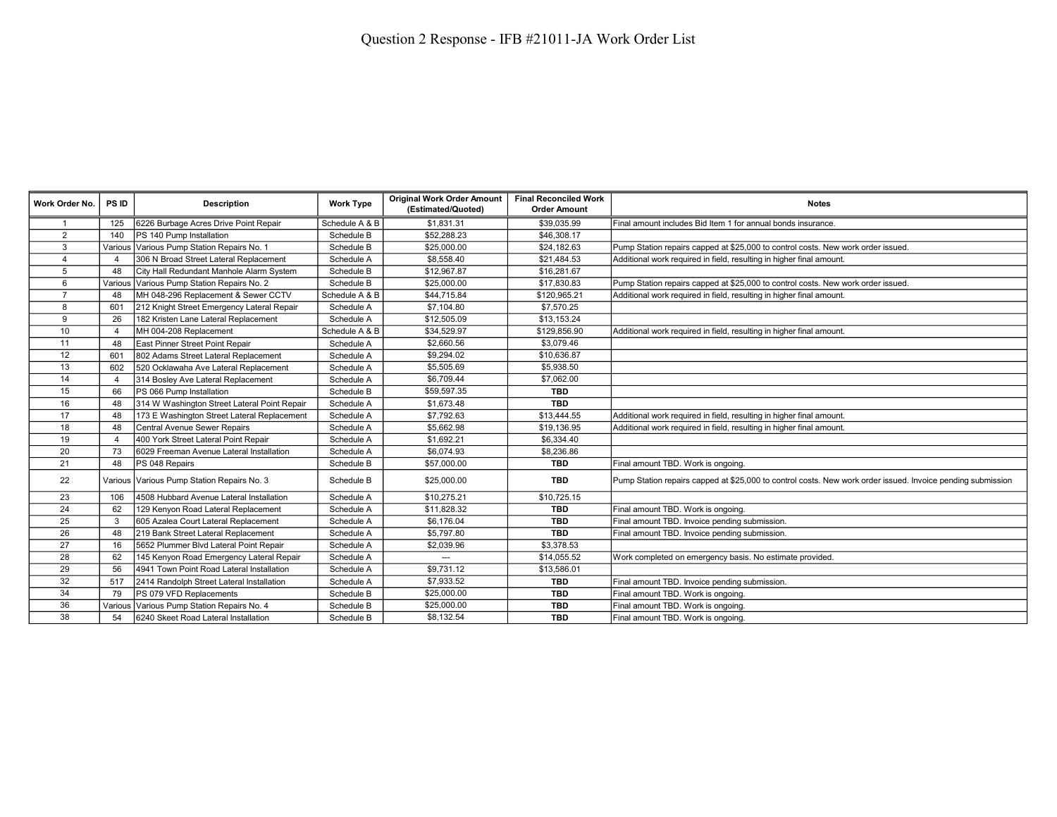# Question 2 Response - IFB #21011-JA Work Order List

| Work Order No. | PS ID | Description | Work Type | Original Work Order Amount (Estimated/Quoted) | Final Reconciled Work Order Amount | Notes |
|---|---|---|---|---|---|---|
| 1 | 125 | 6226 Burbage Acres Drive Point Repair | Schedule A & B | $1,831.31 | $39,035.99 | Final amount includes Bid Item 1 for annual bonds insurance. |
| 2 | 140 | PS 140 Pump Installation | Schedule B | $52,288.23 | $46,308.17 | |
| 3 | Various | Various Pump Station Repairs No. 1 | Schedule B | $25,000.00 | $24,182.63 | Pump Station repairs capped at $25,000 to control costs. New work order issued. |
| 4 | 4 | 306 N Broad Street Lateral Replacement | Schedule A | $8,558.40 | $21,484.53 | Additional work required in field, resulting in higher final amount. |
| 5 | 48 | City Hall Redundant Manhole Alarm System | Schedule B | $12,967.87 | $16,281.67 | |
| 6 | Various | Various Pump Station Repairs No. 2 | Schedule B | $25,000.00 | $17,830.83 | Pump Station repairs capped at $25,000 to control costs. New work order issued. |
| 7 | 48 | MH 048-296 Replacement & Sewer CCTV | Schedule A & B | $44,715.84 | $120,965.21 | Additional work required in field, resulting in higher final amount. |
| 8 | 601 | 212 Knight Street Emergency Lateral Repair | Schedule A | $7,104.80 | $7,570.25 | |
| 9 | 26 | 182 Kristen Lane Lateral Replacement | Schedule A | $12,505.09 | $13,153.24 | |
| 10 | 4 | MH 004-208 Replacement | Schedule A & B | $34,529.97 | $129,856.90 | Additional work required in field, resulting in higher final amount. |
| 11 | 48 | East Pinner Street Point Repair | Schedule A | $2,660.56 | $3,079.46 | |
| 12 | 601 | 802 Adams Street Lateral Replacement | Schedule A | $9,294.02 | $10,636.87 | |
| 13 | 602 | 520 Ocklawaha Ave Lateral Replacement | Schedule A | $5,505.69 | $5,938.50 | |
| 14 | 4 | 314 Bosley Ave Lateral Replacement | Schedule A | $6,709.44 | $7,062.00 | |
| 15 | 66 | PS 066 Pump Installation | Schedule B | $59,597.35 | **TBD** | |
| 16 | 48 | 314 W Washington Street Lateral Point Repair | Schedule A | $1,673.48 | **TBD** | |
| 17 | 48 | 173 E Washington Street Lateral Replacement | Schedule A | $7,792.63 | $13,444.55 | Additional work required in field, resulting in higher final amount. |
| 18 | 48 | Central Avenue Sewer Repairs | Schedule A | $5,662.98 | $19,136.95 | Additional work required in field, resulting in higher final amount. |
| 19 | 4 | 400 York Street Lateral Point Repair | Schedule A | $1,692.21 | $6,334.40 | |
| 20 | 73 | 6029 Freeman Avenue Lateral Installation | Schedule A | $6,074.93 | $8,236.86 | |
| 21 | 48 | PS 048 Repairs | Schedule B | $57,000.00 | **TBD** | Final amount TBD. Work is ongoing. |
| 22 | Various | Various Pump Station Repairs No. 3 | Schedule B | $25,000.00 | **TBD** | Pump Station repairs capped at $25,000 to control costs. New work order issued. Invoice pending submission |
| 23 | 106 | 4508 Hubbard Avenue Lateral Installation | Schedule A | $10,275.21 | $10,725.15 | |
| 24 | 62 | 129 Kenyon Road Lateral Replacement | Schedule A | $11,828.32 | **TBD** | Final amount TBD. Work is ongoing. |
| 25 | 3 | 605 Azalea Court Lateral Replacement | Schedule A | $6,176.04 | **TBD** | Final amount TBD. Invoice pending submission. |
| 26 | 48 | 219 Bank Street Lateral Replacement | Schedule A | $5,797.80 | **TBD** | Final amount TBD. Invoice pending submission. |
| 27 | 16 | 5652 Plummer Blvd Lateral Point Repair | Schedule A | $2,039.96 | $3,378.53 | |
| 28 | 62 | 145 Kenyon Road Emergency Lateral Repair | Schedule A | --- | $14,055.52 | Work completed on emergency basis. No estimate provided. |
| 29 | 56 | 4941 Town Point Road Lateral Installation | Schedule A | $9,731.12 | $13,586.01 | |
| 32 | 517 | 2414 Randolph Street Lateral Installation | Schedule A | $7,933.52 | **TBD** | Final amount TBD. Invoice pending submission. |
| 34 | 79 | PS 079 VFD Replacements | Schedule B | $25,000.00 | **TBD** | Final amount TBD. Work is ongoing. |
| 36 | Various | Various Pump Station Repairs No. 4 | Schedule B | $25,000.00 | **TBD** | Final amount TBD. Work is ongoing. |
| 38 | 54 | 6240 Skeet Road Lateral Installation | Schedule B | $8,132.54 | **TBD** | Final amount TBD. Work is ongoing. |